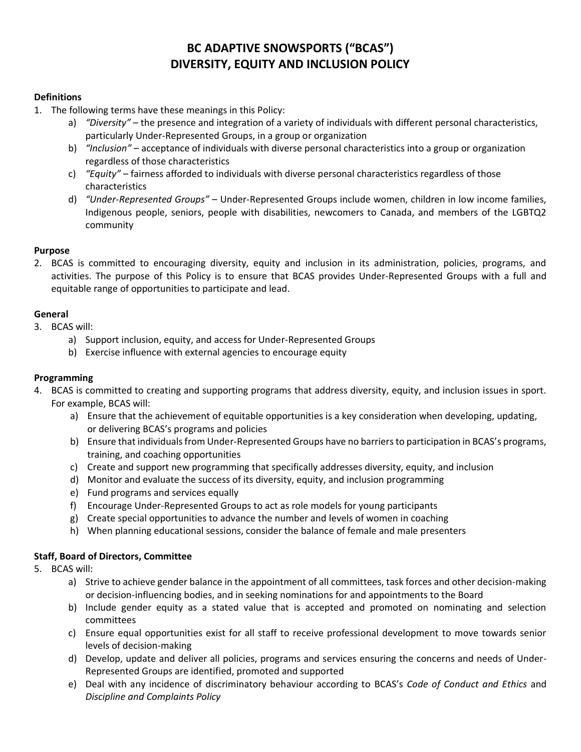# BC ADAPTIVE SNOWSPORTS (“BCAS”)
# DIVERSITY, EQUITY AND INCLUSION POLICY

**Definitions**

1. The following terms have these meanings in this Policy:
   a) *“Diversity”* – the presence and integration of a variety of individuals with different personal characteristics, particularly Under-Represented Groups, in a group or organization
   b) *“Inclusion”* – acceptance of individuals with diverse personal characteristics into a group or organization regardless of those characteristics
   c) *“Equity”* – fairness afforded to individuals with diverse personal characteristics regardless of those characteristics
   d) *“Under-Represented Groups”* – Under-Represented Groups include women, children in low income families, Indigenous people, seniors, people with disabilities, newcomers to Canada, and members of the LGBTQ2 community

**Purpose**

2. BCAS is committed to encouraging diversity, equity and inclusion in its administration, policies, programs, and activities. The purpose of this Policy is to ensure that BCAS provides Under-Represented Groups with a full and equitable range of opportunities to participate and lead.

**General**

3. BCAS will:
   a) Support inclusion, equity, and access for Under-Represented Groups
   b) Exercise influence with external agencies to encourage equity

**Programming**

4. BCAS is committed to creating and supporting programs that address diversity, equity, and inclusion issues in sport. For example, BCAS will:
   a) Ensure that the achievement of equitable opportunities is a key consideration when developing, updating, or delivering BCAS’s programs and policies
   b) Ensure that individuals from Under-Represented Groups have no barriers to participation in BCAS’s programs, training, and coaching opportunities
   c) Create and support new programming that specifically addresses diversity, equity, and inclusion
   d) Monitor and evaluate the success of its diversity, equity, and inclusion programming
   e) Fund programs and services equally
   f) Encourage Under-Represented Groups to act as role models for young participants
   g) Create special opportunities to advance the number and levels of women in coaching
   h) When planning educational sessions, consider the balance of female and male presenters

**Staff, Board of Directors, Committee**

5. BCAS will:
   a) Strive to achieve gender balance in the appointment of all committees, task forces and other decision-making or decision-influencing bodies, and in seeking nominations for and appointments to the Board
   b) Include gender equity as a stated value that is accepted and promoted on nominating and selection committees
   c) Ensure equal opportunities exist for all staff to receive professional development to move towards senior levels of decision-making
   d) Develop, update and deliver all policies, programs and services ensuring the concerns and needs of Under-Represented Groups are identified, promoted and supported
   e) Deal with any incidence of discriminatory behaviour according to BCAS’s *Code of Conduct and Ethics* and *Discipline and Complaints Policy*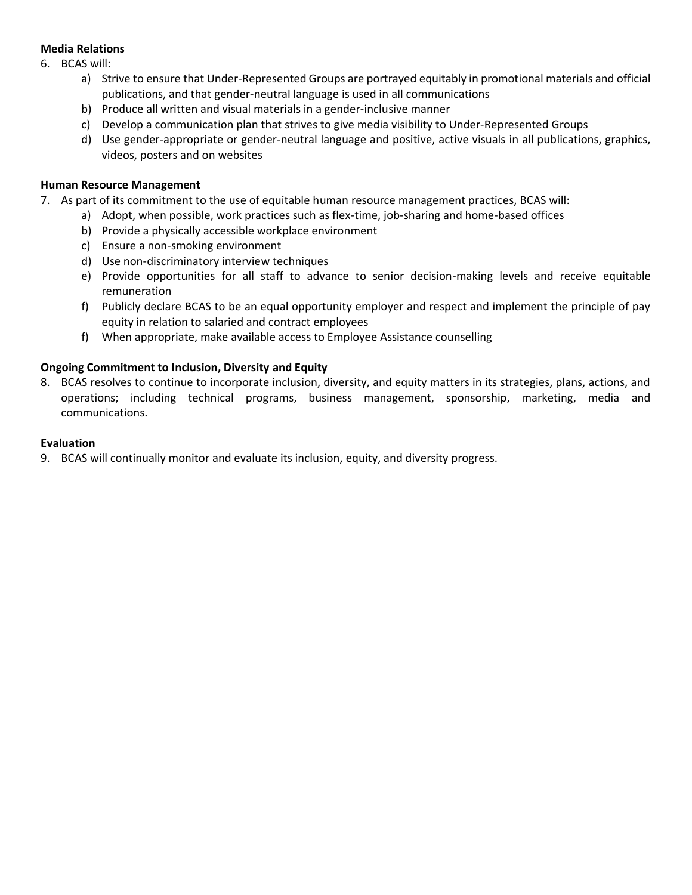**Media Relations**

6. BCAS will:
    a) Strive to ensure that Under-Represented Groups are portrayed equitably in promotional materials and official publications, and that gender-neutral language is used in all communications
    b) Produce all written and visual materials in a gender-inclusive manner
    c) Develop a communication plan that strives to give media visibility to Under-Represented Groups
    d) Use gender-appropriate or gender-neutral language and positive, active visuals in all publications, graphics, videos, posters and on websites

**Human Resource Management**

7. As part of its commitment to the use of equitable human resource management practices, BCAS will:
    a) Adopt, when possible, work practices such as flex-time, job-sharing and home-based offices
    b) Provide a physically accessible workplace environment
    c) Ensure a non-smoking environment
    d) Use non-discriminatory interview techniques
    e) Provide opportunities for all staff to advance to senior decision-making levels and receive equitable remuneration
    f) Publicly declare BCAS to be an equal opportunity employer and respect and implement the principle of pay equity in relation to salaried and contract employees
    f) When appropriate, make available access to Employee Assistance counselling

**Ongoing Commitment to Inclusion, Diversity and Equity**

8. BCAS resolves to continue to incorporate inclusion, diversity, and equity matters in its strategies, plans, actions, and operations; including technical programs, business management, sponsorship, marketing, media and communications.

**Evaluation**

9. BCAS will continually monitor and evaluate its inclusion, equity, and diversity progress.